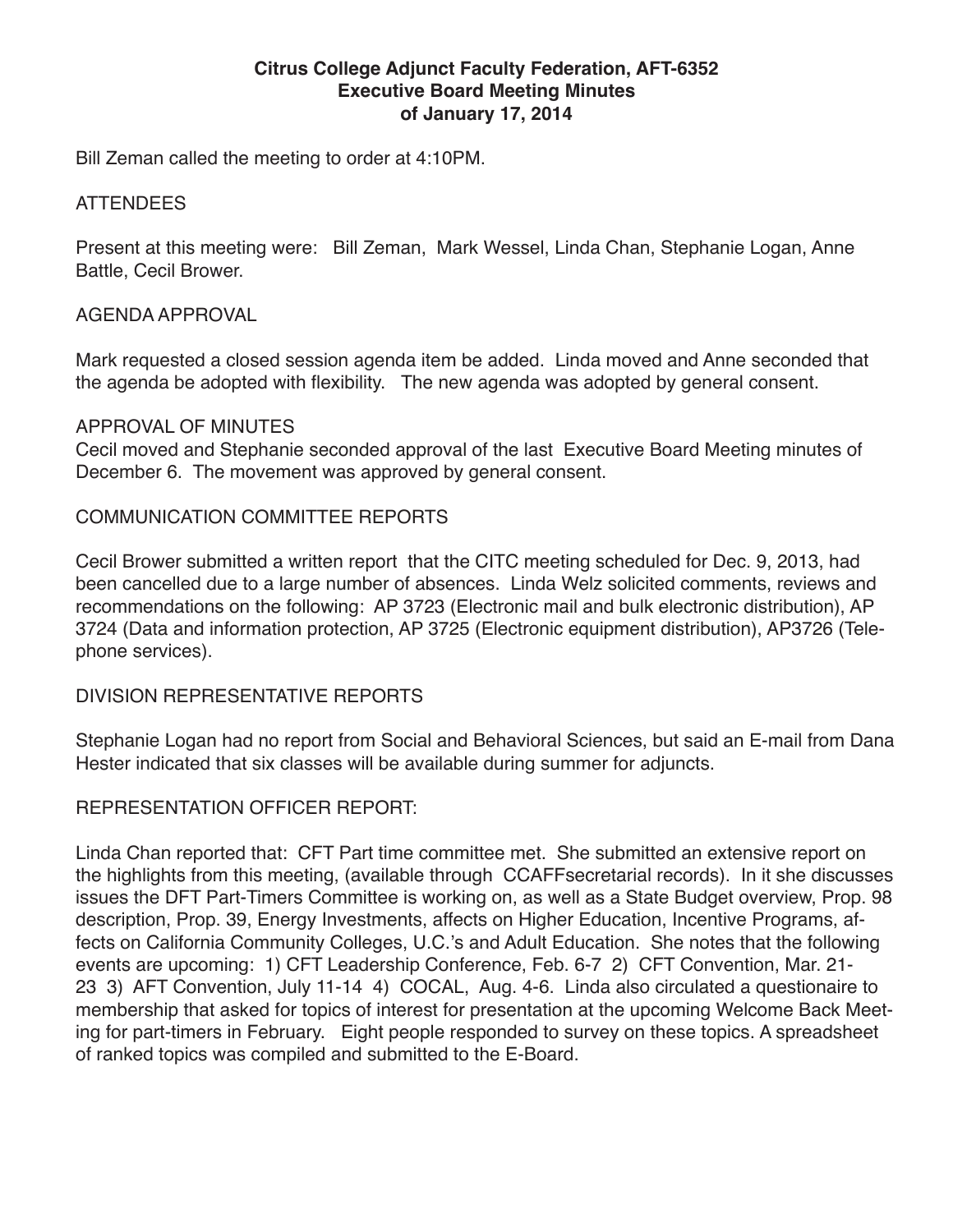**Citrus College Adjunct Faculty Federation, AFT-6352**
**Executive Board Meeting Minutes**
**of January 17, 2014**

Bill Zeman called the meeting to order at 4:10PM.

ATTENDEES

Present at this meeting were: Bill Zeman, Mark Wessel, Linda Chan, Stephanie Logan, Anne Battle, Cecil Brower.

AGENDA APPROVAL

Mark requested a closed session agenda item be added. Linda moved and Anne seconded that the agenda be adopted with flexibility. The new agenda was adopted by general consent.

APPROVAL OF MINUTES

Cecil moved and Stephanie seconded approval of the last Executive Board Meeting minutes of December 6. The movement was approved by general consent.

COMMUNICATION COMMITTEE REPORTS

Cecil Brower submitted a written report that the CITC meeting scheduled for Dec. 9, 2013, had been cancelled due to a large number of absences. Linda Welz solicited comments, reviews and recommendations on the following: AP 3723 (Electronic mail and bulk electronic distribution), AP 3724 (Data and information protection, AP 3725 (Electronic equipment distribution), AP3726 (Telephone services).

DIVISION REPRESENTATIVE REPORTS

Stephanie Logan had no report from Social and Behavioral Sciences, but said an E-mail from Dana Hester indicated that six classes will be available during summer for adjuncts.

REPRESENTATION OFFICER REPORT:

Linda Chan reported that: CFT Part time committee met. She submitted an extensive report on the highlights from this meeting, (available through CCAFFsecretarial records). In it she discusses issues the DFT Part-Timers Committee is working on, as well as a State Budget overview, Prop. 98 description, Prop. 39, Energy Investments, affects on Higher Education, Incentive Programs, affects on California Community Colleges, U.C.'s and Adult Education. She notes that the following events are upcoming: 1) CFT Leadership Conference, Feb. 6-7 2) CFT Convention, Mar. 21-23 3) AFT Convention, July 11-14 4) COCAL, Aug. 4-6. Linda also circulated a questionaire to membership that asked for topics of interest for presentation at the upcoming Welcome Back Meeting for part-timers in February. Eight people responded to survey on these topics. A spreadsheet of ranked topics was compiled and submitted to the E-Board.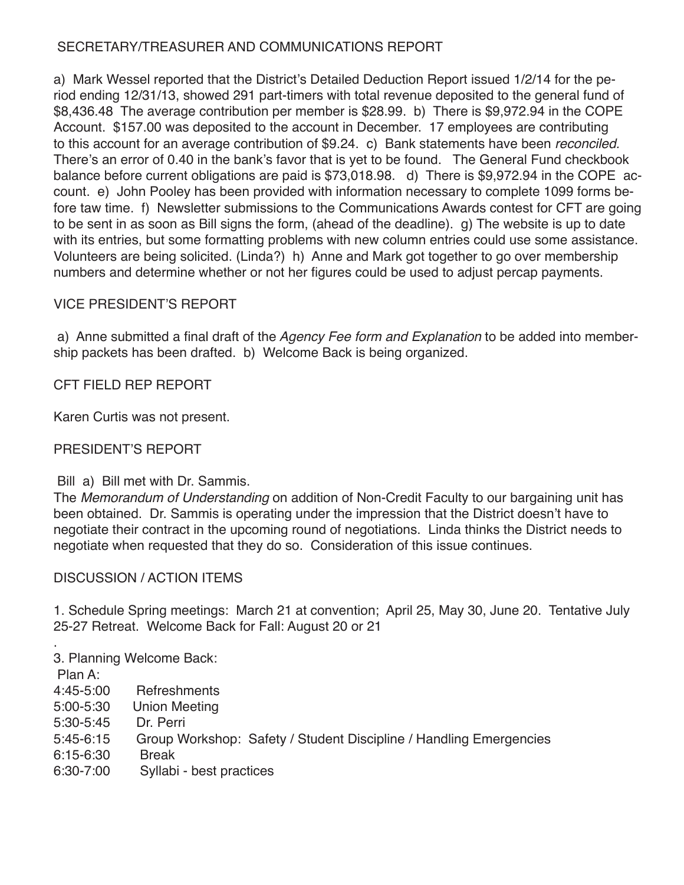## SECRETARY/TREASURER AND COMMUNICATIONS REPORT

a) Mark Wessel reported that the District's Detailed Deduction Report issued 1/2/14 for the period ending 12/31/13, showed 291 part-timers with total revenue deposited to the general fund of $8,436.48 The average contribution per member is $28.99. b) There is $9,972.94 in the COPE Account. $157.00 was deposited to the account in December. 17 employees are contributing to this account for an average contribution of $9.24. c) Bank statements have been *reconciled*. There's an error of 0.40 in the bank's favor that is yet to be found. The General Fund checkbook balance before current obligations are paid is $73,018.98. d) There is $9,972.94 in the COPE account. e) John Pooley has been provided with information necessary to complete 1099 forms before taw time. f) Newsletter submissions to the Communications Awards contest for CFT are going to be sent in as soon as Bill signs the form, (ahead of the deadline). g) The website is up to date with its entries, but some formatting problems with new column entries could use some assistance. Volunteers are being solicited. (Linda?) h) Anne and Mark got together to go over membership numbers and determine whether or not her figures could be used to adjust percap payments.

## VICE PRESIDENT'S REPORT

a) Anne submitted a final draft of the *Agency Fee form and Explanation* to be added into membership packets has been drafted. b) Welcome Back is being organized.

## CFT FIELD REP REPORT

Karen Curtis was not present.

## PRESIDENT'S REPORT

Bill a) Bill met with Dr. Sammis.
The *Memorandum of Understanding* on addition of Non-Credit Faculty to our bargaining unit has been obtained. Dr. Sammis is operating under the impression that the District doesn't have to negotiate their contract in the upcoming round of negotiations. Linda thinks the District needs to negotiate when requested that they do so. Consideration of this issue continues.

## DISCUSSION / ACTION ITEMS

1. Schedule Spring meetings: March 21 at convention; April 25, May 30, June 20. Tentative July 25-27 Retreat. Welcome Back for Fall: August 20 or 21

.

3. Planning Welcome Back:

Plan A:

4:45-5:00 Refreshments
5:00-5:30 Union Meeting
5:30-5:45 Dr. Perri
5:45-6:15 Group Workshop: Safety / Student Discipline / Handling Emergencies
6:15-6:30 Break
6:30-7:00 Syllabi - best practices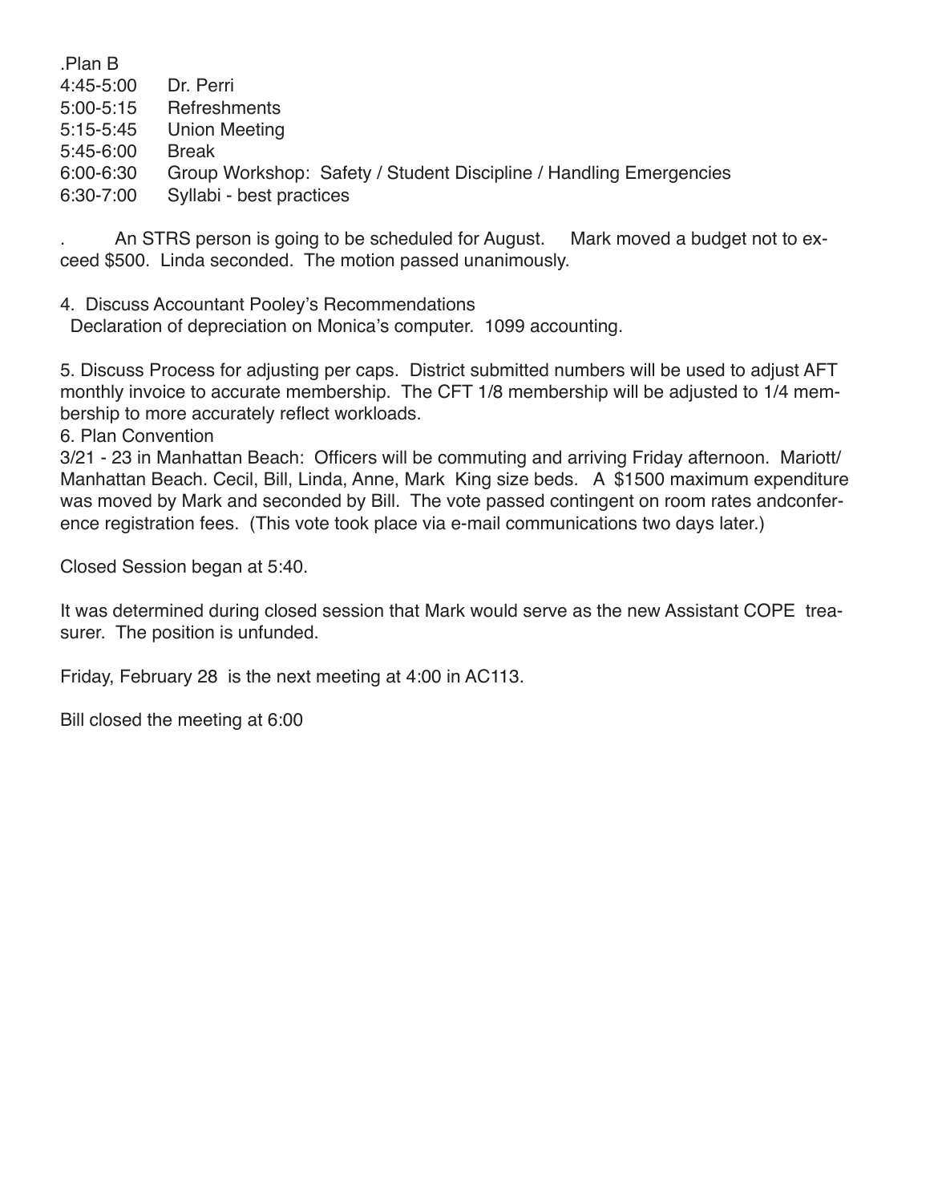.Plan B

| | |
|---|---|
| 4:45-5:00 | Dr. Perri |
| 5:00-5:15 | Refreshments |
| 5:15-5:45 | Union Meeting |
| 5:45-6:00 | Break |
| 6:00-6:30 | Group Workshop: Safety / Student Discipline / Handling Emergencies |
| 6:30-7:00 | Syllabi - best practices |

. An STRS person is going to be scheduled for August. Mark moved a budget not to exceed $500. Linda seconded. The motion passed unanimously.

4. Discuss Accountant Pooley's Recommendations
Declaration of depreciation on Monica's computer. 1099 accounting.

5. Discuss Process for adjusting per caps. District submitted numbers will be used to adjust AFT monthly invoice to accurate membership. The CFT 1/8 membership will be adjusted to 1/4 membership to more accurately reflect workloads.

6. Plan Convention
3/21 - 23 in Manhattan Beach: Officers will be commuting and arriving Friday afternoon. Mariott/ Manhattan Beach. Cecil, Bill, Linda, Anne, Mark King size beds. A $1500 maximum expenditure was moved by Mark and seconded by Bill. The vote passed contingent on room rates andconference registration fees. (This vote took place via e-mail communications two days later.)

Closed Session began at 5:40.

It was determined during closed session that Mark would serve as the new Assistant COPE treasurer. The position is unfunded.

Friday, February 28 is the next meeting at 4:00 in AC113.

Bill closed the meeting at 6:00